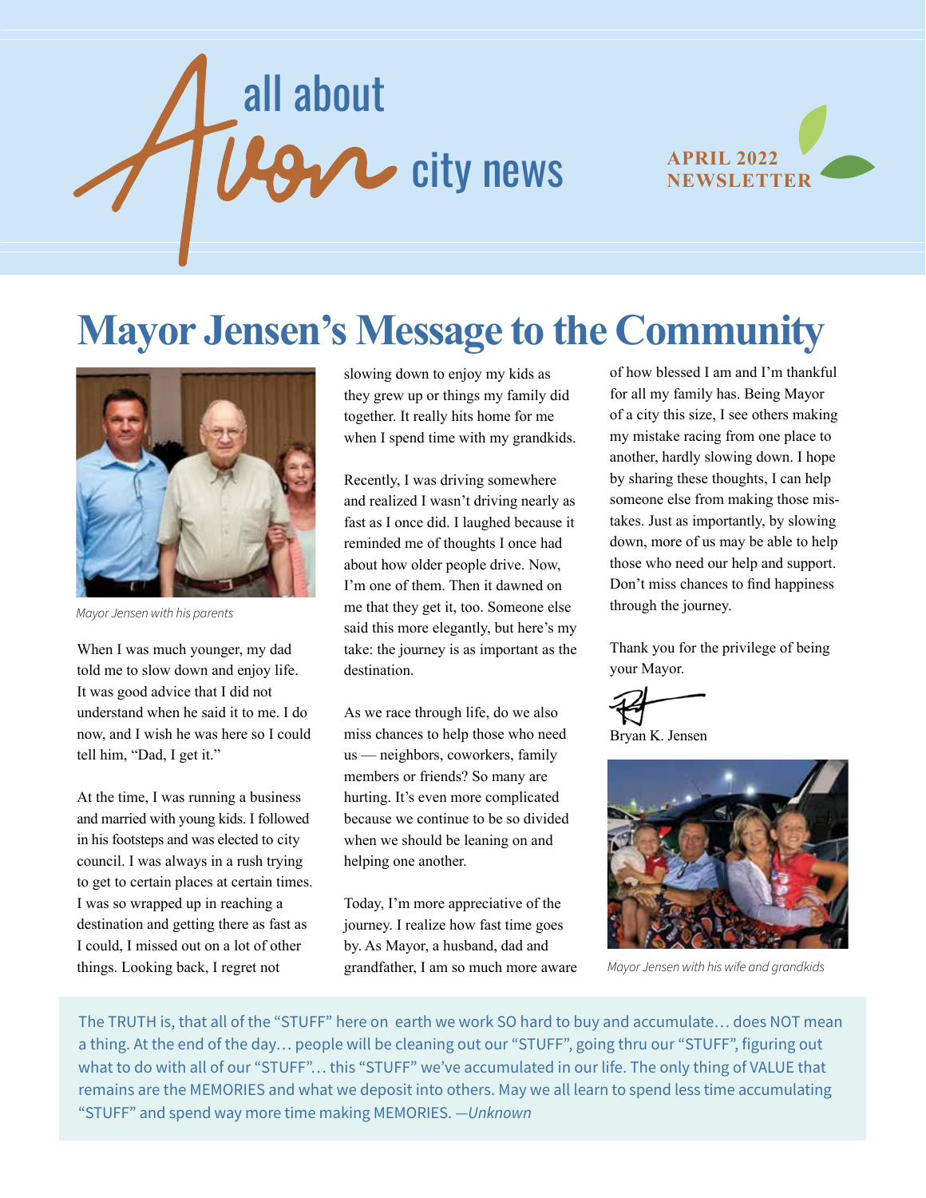all about Avon city news

APRIL 2022 NEWSLETTER

# Mayor Jensen's Message to the Community

*Mayor Jensen with his parents*

When I was much younger, my dad told me to slow down and enjoy life. It was good advice that I did not understand when he said it to me. I do now, and I wish he was here so I could tell him, "Dad, I get it."

At the time, I was running a business and married with young kids. I followed in his footsteps and was elected to city council. I was always in a rush trying to get to certain places at certain times. I was so wrapped up in reaching a destination and getting there as fast as I could, I missed out on a lot of other things. Looking back, I regret not slowing down to enjoy my kids as they grew up or things my family did together. It really hits home for me when I spend time with my grandkids.

Recently, I was driving somewhere and realized I wasn't driving nearly as fast as I once did. I laughed because it reminded me of thoughts I once had about how older people drive. Now, I'm one of them. Then it dawned on me that they get it, too. Someone else said this more elegantly, but here's my take: the journey is as important as the destination.

As we race through life, do we also miss chances to help those who need us — neighbors, coworkers, family members or friends? So many are hurting. It's even more complicated because we continue to be so divided when we should be leaning on and helping one another.

Today, I'm more appreciative of the journey. I realize how fast time goes by. As Mayor, a husband, dad and grandfather, I am so much more aware of how blessed I am and I'm thankful for all my family has. Being Mayor of a city this size, I see others making my mistake racing from one place to another, hardly slowing down. I hope by sharing these thoughts, I can help someone else from making those mistakes. Just as importantly, by slowing down, more of us may be able to help those who need our help and support. Don't miss chances to find happiness through the journey.

Thank you for the privilege of being your Mayor.

Bryan K. Jensen

*Mayor Jensen with his wife and grandkids*

The TRUTH is, that all of the "STUFF" here on earth we work SO hard to buy and accumulate… does NOT mean a thing. At the end of the day… people will be cleaning out our "STUFF", going thru our "STUFF", figuring out what to do with all of our "STUFF"… this "STUFF" we've accumulated in our life. The only thing of VALUE that remains are the MEMORIES and what we deposit into others. May we all learn to spend less time accumulating "STUFF" and spend way more time making MEMORIES. *—Unknown*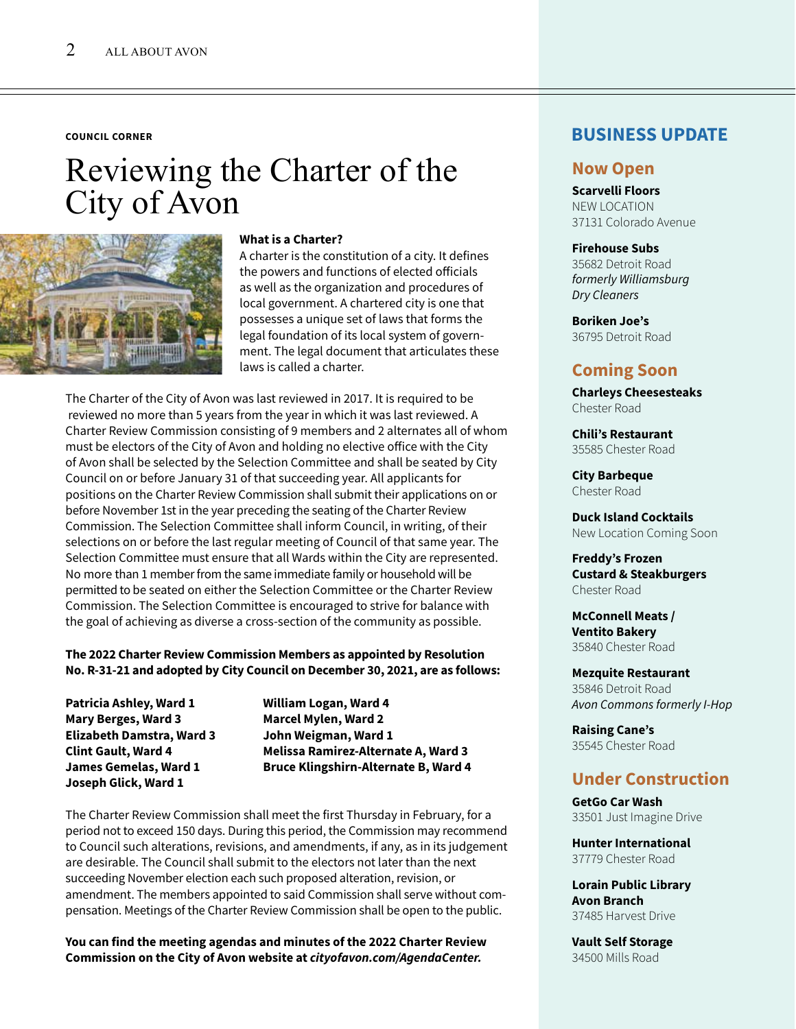COUNCIL CORNER

# Reviewing the Charter of the City of Avon

**What is a Charter?**
A charter is the constitution of a city. It defines the powers and functions of elected officials as well as the organization and procedures of local government. A chartered city is one that possesses a unique set of laws that forms the legal foundation of its local system of government. The legal document that articulates these laws is called a charter.

The Charter of the City of Avon was last reviewed in 2017. It is required to be reviewed no more than 5 years from the year in which it was last reviewed. A Charter Review Commission consisting of 9 members and 2 alternates all of whom must be electors of the City of Avon and holding no elective office with the City of Avon shall be selected by the Selection Committee and shall be seated by City Council on or before January 31 of that succeeding year. All applicants for positions on the Charter Review Commission shall submit their applications on or before November 1st in the year preceding the seating of the Charter Review Commission. The Selection Committee shall inform Council, in writing, of their selections on or before the last regular meeting of Council of that same year. The Selection Committee must ensure that all Wards within the City are represented. No more than 1 member from the same immediate family or household will be permitted to be seated on either the Selection Committee or the Charter Review Commission. The Selection Committee is encouraged to strive for balance with the goal of achieving as diverse a cross-section of the community as possible.

**The 2022 Charter Review Commission Members as appointed by Resolution No. R-31-21 and adopted by City Council on December 30, 2021, are as follows:**

**Patricia Ashley, Ward 1**
**Mary Berges, Ward 3**
**Elizabeth Damstra, Ward 3**
**Clint Gault, Ward 4**
**James Gemelas, Ward 1**
**Joseph Glick, Ward 1**
**William Logan, Ward 4**
**Marcel Mylen, Ward 2**
**John Weigman, Ward 1**
**Melissa Ramirez-Alternate A, Ward 3**
**Bruce Klingshirn-Alternate B, Ward 4**

The Charter Review Commission shall meet the first Thursday in February, for a period not to exceed 150 days. During this period, the Commission may recommend to Council such alterations, revisions, and amendments, if any, as in its judgement are desirable. The Council shall submit to the electors not later than the next succeeding November election each such proposed alteration, revision, or amendment. The members appointed to said Commission shall serve without compensation. Meetings of the Charter Review Commission shall be open to the public.

**You can find the meeting agendas and minutes of the 2022 Charter Review Commission on the City of Avon website at *cityofavon.com/AgendaCenter.***

## BUSINESS UPDATE

### Now Open

**Scarvelli Floors**
NEW LOCATION
37131 Colorado Avenue

**Firehouse Subs**
35682 Detroit Road
*formerly Williamsburg Dry Cleaners*

**Boriken Joe's**
36795 Detroit Road

### Coming Soon

**Charleys Cheesesteaks**
Chester Road

**Chili's Restaurant**
35585 Chester Road

**City Barbeque**
Chester Road

**Duck Island Cocktails**
New Location Coming Soon

**Freddy's Frozen Custard & Steakburgers**
Chester Road

**McConnell Meats / Ventito Bakery**
35840 Chester Road

**Mezquite Restaurant**
35846 Detroit Road
*Avon Commons formerly I-Hop*

**Raising Cane's**
35545 Chester Road

### Under Construction

**GetGo Car Wash**
33501 Just Imagine Drive

**Hunter International**
37779 Chester Road

**Lorain Public Library Avon Branch**
37485 Harvest Drive

**Vault Self Storage**
34500 Mills Road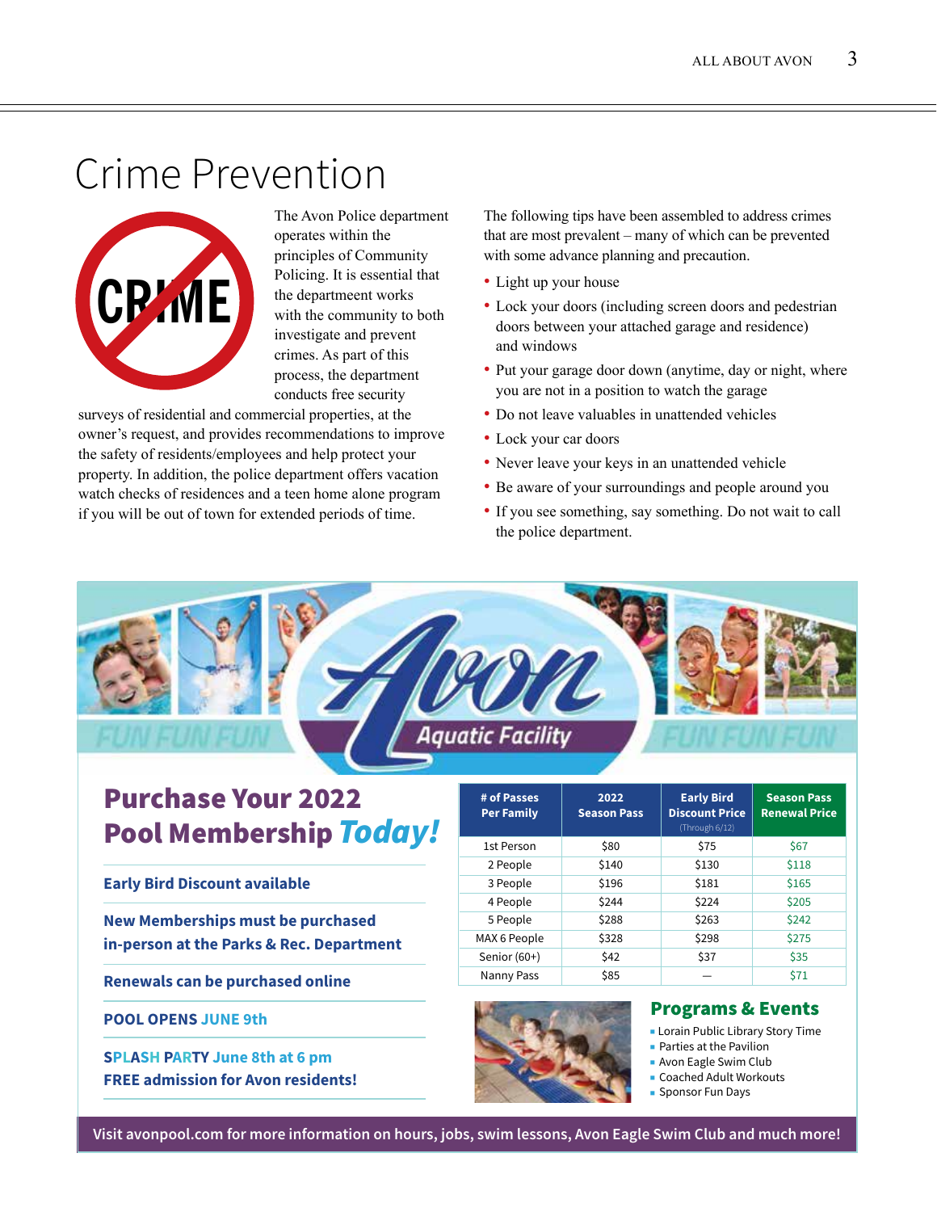# Crime Prevention

The Avon Police department operates within the principles of Community Policing. It is essential that the departement works with the community to both investigate and prevent crimes. As part of this process, the department conducts free security surveys of residential and commercial properties, at the owner's request, and provides recommendations to improve the safety of residents/employees and help protect your property. In addition, the police department offers vacation watch checks of residences and a teen home alone program if you will be out of town for extended periods of time.

The following tips have been assembled to address crimes that are most prevalent – many of which can be prevented with some advance planning and precaution.

- Light up your house
- Lock your doors (including screen doors and pedestrian doors between your attached garage and residence) and windows
- Put your garage door down (anytime, day or night, where you are not in a position to watch the garage
- Do not leave valuables in unattended vehicles
- Lock your car doors
- Never leave your keys in an unattended vehicle
- Be aware of your surroundings and people around you
- If you see something, say something. Do not wait to call the police department.

## Avon Aquatic Facility

FUN FUN FUN

## Purchase Your 2022 Pool Membership *Today!*

**Early Bird Discount available**

**New Memberships must be purchased in-person at the Parks & Rec. Department**

**Renewals can be purchased online**

**POOL OPENS JUNE 9th**

**SPLASH PARTY June 8th at 6 pm**
**FREE admission for Avon residents!**

| # of Passes Per Family | 2022 Season Pass | Early Bird Discount Price (Through 6/12) | Season Pass Renewal Price |
|---|---|---|---|
| 1st Person | $80 | $75 | $67 |
| 2 People | $140 | $130 | $118 |
| 3 People | $196 | $181 | $165 |
| 4 People | $244 | $224 | $205 |
| 5 People | $288 | $263 | $242 |
| MAX 6 People | $328 | $298 | $275 |
| Senior (60+) | $42 | $37 | $35 |
| Nanny Pass | $85 | – | $71 |

### Programs & Events

- Lorain Public Library Story Time
- Parties at the Pavilion
- Avon Eagle Swim Club
- Coached Adult Workouts
- Sponsor Fun Days

Visit avonpool.com for more information on hours, jobs, swim lessons, Avon Eagle Swim Club and much more!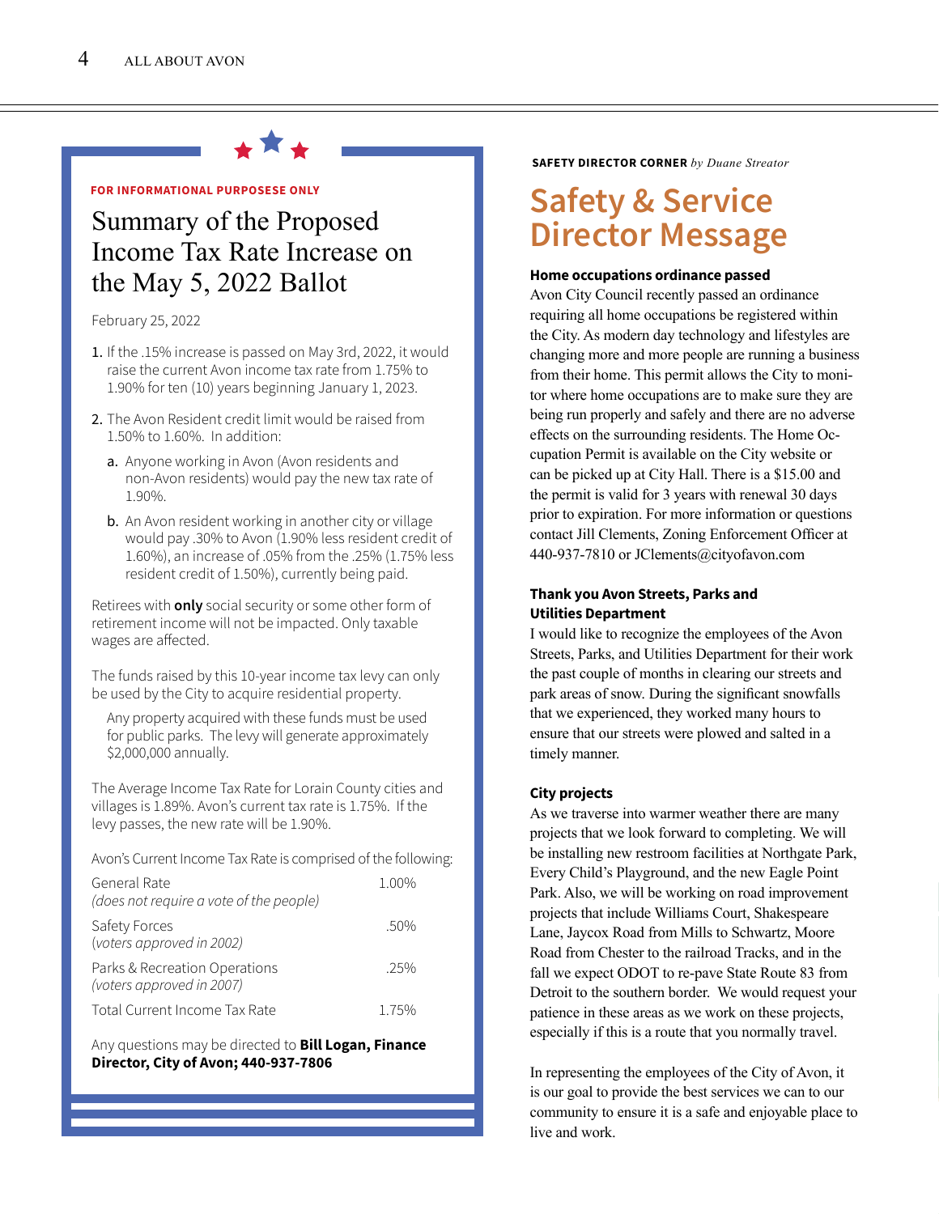**FOR INFORMATIONAL PURPOSESE ONLY**

# Summary of the Proposed Income Tax Rate Increase on the May 5, 2022 Ballot

February 25, 2022

1. If the .15% increase is passed on May 3rd, 2022, it would raise the current Avon income tax rate from 1.75% to 1.90% for ten (10) years beginning January 1, 2023.
2. The Avon Resident credit limit would be raised from 1.50% to 1.60%. In addition:
   a. Anyone working in Avon (Avon residents and non-Avon residents) would pay the new tax rate of 1.90%.
   b. An Avon resident working in another city or village would pay .30% to Avon (1.90% less resident credit of 1.60%), an increase of .05% from the .25% (1.75% less resident credit of 1.50%), currently being paid.

Retirees with **only** social security or some other form of retirement income will not be impacted. Only taxable wages are affected.

The funds raised by this 10-year income tax levy can only be used by the City to acquire residential property.

Any property acquired with these funds must be used for public parks. The levy will generate approximately $2,000,000 annually.

The Average Income Tax Rate for Lorain County cities and villages is 1.89%. Avon's current tax rate is 1.75%. If the levy passes, the new rate will be 1.90%.

Avon's Current Income Tax Rate is comprised of the following:

| | |
|---|---|
| General Rate *(does not require a vote of the people)* | 1.00% |
| Safety Forces *(voters approved in 2002)* | .50% |
| Parks & Recreation Operations *(voters approved in 2007)* | .25% |
| Total Current Income Tax Rate | 1.75% |

Any questions may be directed to **Bill Logan, Finance Director, City of Avon; 440-937-7806**

**SAFETY DIRECTOR CORNER** *by Duane Streator*

# Safety & Service Director Message

### Home occupations ordinance passed

Avon City Council recently passed an ordinance requiring all home occupations be registered within the City. As modern day technology and lifestyles are changing more and more people are running a business from their home. This permit allows the City to monitor where home occupations are to make sure they are being run properly and safely and there are no adverse effects on the surrounding residents. The Home Occupation Permit is available on the City website or can be picked up at City Hall. There is a $15.00 and the permit is valid for 3 years with renewal 30 days prior to expiration. For more information or questions contact Jill Clements, Zoning Enforcement Officer at 440-937-7810 or JClements@cityofavon.com

### Thank you Avon Streets, Parks and Utilities Department

I would like to recognize the employees of the Avon Streets, Parks, and Utilities Department for their work the past couple of months in clearing our streets and park areas of snow. During the significant snowfalls that we experienced, they worked many hours to ensure that our streets were plowed and salted in a timely manner.

### City projects

As we traverse into warmer weather there are many projects that we look forward to completing. We will be installing new restroom facilities at Northgate Park, Every Child's Playground, and the new Eagle Point Park. Also, we will be working on road improvement projects that include Williams Court, Shakespeare Lane, Jaycox Road from Mills to Schwartz, Moore Road from Chester to the railroad Tracks, and in the fall we expect ODOT to re-pave State Route 83 from Detroit to the southern border. We would request your patience in these areas as we work on these projects, especially if this is a route that you normally travel.

In representing the employees of the City of Avon, it is our goal to provide the best services we can to our community to ensure it is a safe and enjoyable place to live and work.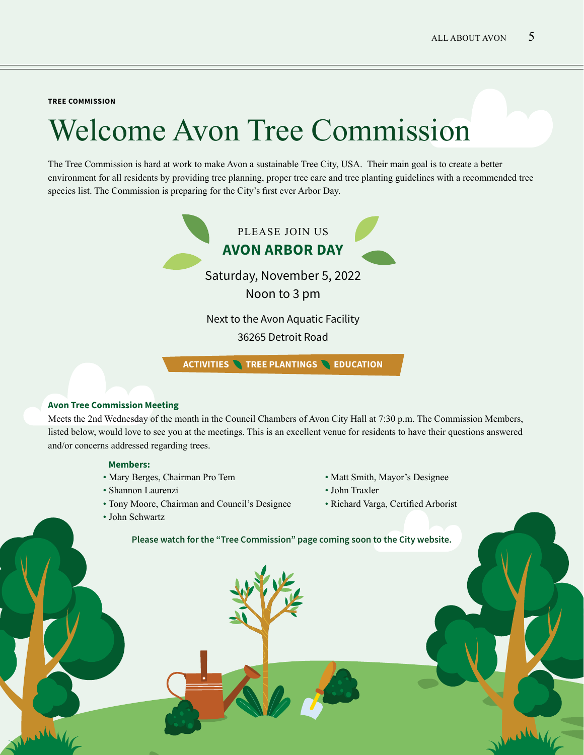TREE COMMISSION

# Welcome Avon Tree Commission

The Tree Commission is hard at work to make Avon a sustainable Tree City, USA. Their main goal is to create a better environment for all residents by providing tree planning, proper tree care and tree planting guidelines with a recommended tree species list. The Commission is preparing for the City's first ever Arbor Day.

PLEASE JOIN US

## AVON ARBOR DAY

Saturday, November 5, 2022

Noon to 3 pm

Next to the Avon Aquatic Facility

36265 Detroit Road

**ACTIVITIES • TREE PLANTINGS • EDUCATION**

### Avon Tree Commission Meeting

Meets the 2nd Wednesday of the month in the Council Chambers of Avon City Hall at 7:30 p.m. The Commission Members, listed below, would love to see you at the meetings. This is an excellent venue for residents to have their questions answered and/or concerns addressed regarding trees.

**Members:**

- Mary Berges, Chairman Pro Tem
- Shannon Laurenzi
- Tony Moore, Chairman and Council's Designee
- John Schwartz
- Matt Smith, Mayor's Designee
- John Traxler
- Richard Varga, Certified Arborist

**Please watch for the "Tree Commission" page coming soon to the City website.**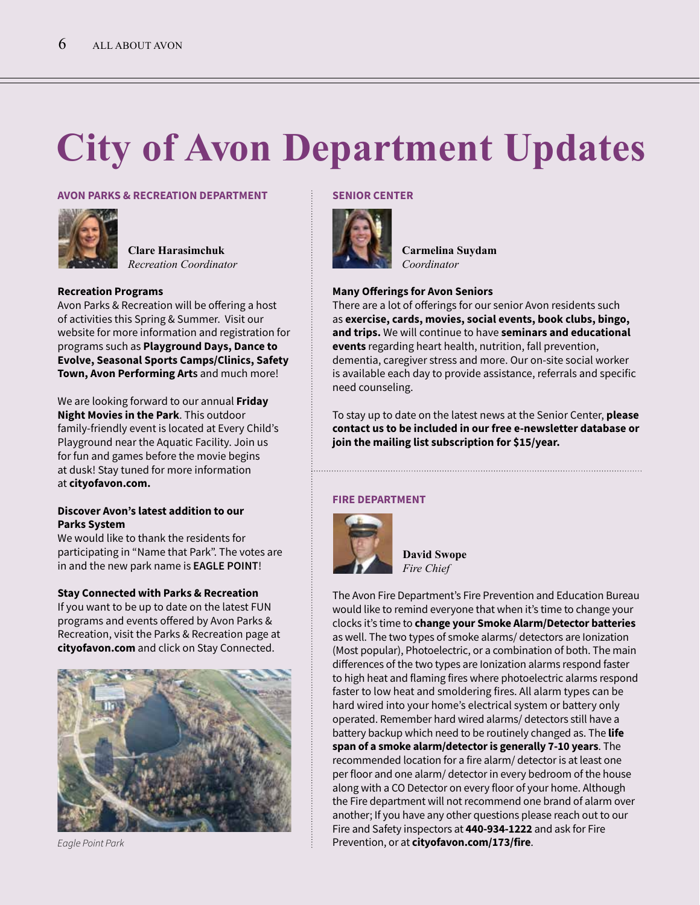# City of Avon Department Updates

## AVON PARKS & RECREATION DEPARTMENT

**Clare Harasimchuk**
*Recreation Coordinator*

### Recreation Programs

Avon Parks & Recreation will be offering a host of activities this Spring & Summer. Visit our website for more information and registration for programs such as **Playground Days, Dance to Evolve, Seasonal Sports Camps/Clinics, Safety Town, Avon Performing Arts** and much more!

We are looking forward to our annual **Friday Night Movies in the Park**. This outdoor family-friendly event is located at Every Child's Playground near the Aquatic Facility. Join us for fun and games before the movie begins at dusk! Stay tuned for more information at **cityofavon.com.**

### Discover Avon's latest addition to our Parks System

We would like to thank the residents for participating in "Name that Park". The votes are in and the new park name is **EAGLE POINT**!

### Stay Connected with Parks & Recreation

If you want to be up to date on the latest FUN programs and events offered by Avon Parks & Recreation, visit the Parks & Recreation page at **cityofavon.com** and click on Stay Connected.

*Eagle Point Park*

## SENIOR CENTER

**Carmelina Suydam**
*Coordinator*

### Many Offerings for Avon Seniors

There are a lot of offerings for our senior Avon residents such as **exercise, cards, movies, social events, book clubs, bingo, and trips.** We will continue to have **seminars and educational events** regarding heart health, nutrition, fall prevention, dementia, caregiver stress and more. Our on-site social worker is available each day to provide assistance, referrals and specific need counseling.

To stay up to date on the latest news at the Senior Center, **please contact us to be included in our free e-newsletter database or join the mailing list subscription for $15/year.**

## FIRE DEPARTMENT

**David Swope**
*Fire Chief*

The Avon Fire Department's Fire Prevention and Education Bureau would like to remind everyone that when it's time to change your clocks it's time to **change your Smoke Alarm/Detector batteries** as well. The two types of smoke alarms/ detectors are Ionization (Most popular), Photoelectric, or a combination of both. The main differences of the two types are Ionization alarms respond faster to high heat and flaming fires where photoelectric alarms respond faster to low heat and smoldering fires. All alarm types can be hard wired into your home's electrical system or battery only operated. Remember hard wired alarms/ detectors still have a battery backup which need to be routinely changed as. The **life span of a smoke alarm/detector is generally 7-10 years**. The recommended location for a fire alarm/ detector is at least one per floor and one alarm/ detector in every bedroom of the house along with a CO Detector on every floor of your home. Although the Fire department will not recommend one brand of alarm over another; If you have any other questions please reach out to our Fire and Safety inspectors at **440-934-1222** and ask for Fire Prevention, or at **cityofavon.com/173/fire**.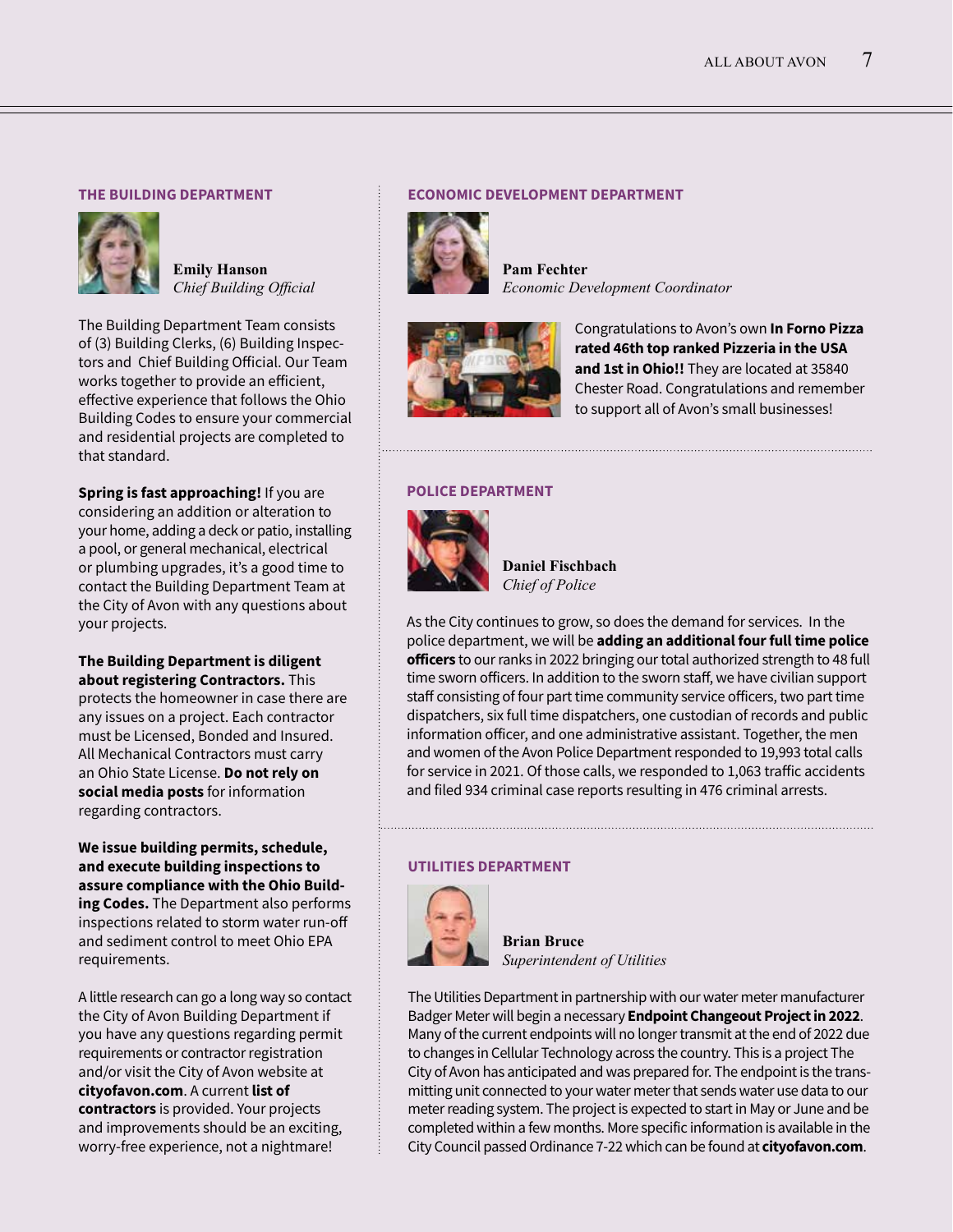## THE BUILDING DEPARTMENT

**Emily Hanson**
*Chief Building Official*

The Building Department Team consists of (3) Building Clerks, (6) Building Inspectors and Chief Building Official. Our Team works together to provide an efficient, effective experience that follows the Ohio Building Codes to ensure your commercial and residential projects are completed to that standard.

**Spring is fast approaching!** If you are considering an addition or alteration to your home, adding a deck or patio, installing a pool, or general mechanical, electrical or plumbing upgrades, it's a good time to contact the Building Department Team at the City of Avon with any questions about your projects.

**The Building Department is diligent about registering Contractors.** This protects the homeowner in case there are any issues on a project. Each contractor must be Licensed, Bonded and Insured. All Mechanical Contractors must carry an Ohio State License. **Do not rely on social media posts** for information regarding contractors.

**We issue building permits, schedule, and execute building inspections to assure compliance with the Ohio Building Codes.** The Department also performs inspections related to storm water run-off and sediment control to meet Ohio EPA requirements.

A little research can go a long way so contact the City of Avon Building Department if you have any questions regarding permit requirements or contractor registration and/or visit the City of Avon website at **cityofavon.com**. A current **list of contractors** is provided. Your projects and improvements should be an exciting, worry-free experience, not a nightmare!

## ECONOMIC DEVELOPMENT DEPARTMENT

**Pam Fechter**
*Economic Development Coordinator*

Congratulations to Avon's own **In Forno Pizza rated 46th top ranked Pizzeria in the USA and 1st in Ohio!!** They are located at 35840 Chester Road. Congratulations and remember to support all of Avon's small businesses!

## POLICE DEPARTMENT

**Daniel Fischbach**
*Chief of Police*

As the City continues to grow, so does the demand for services. In the police department, we will be **adding an additional four full time police officers** to our ranks in 2022 bringing our total authorized strength to 48 full time sworn officers. In addition to the sworn staff, we have civilian support staff consisting of four part time community service officers, two part time dispatchers, six full time dispatchers, one custodian of records and public information officer, and one administrative assistant. Together, the men and women of the Avon Police Department responded to 19,993 total calls for service in 2021. Of those calls, we responded to 1,063 traffic accidents and filed 934 criminal case reports resulting in 476 criminal arrests.

## UTILITIES DEPARTMENT

**Brian Bruce**
*Superintendent of Utilities*

The Utilities Department in partnership with our water meter manufacturer Badger Meter will begin a necessary **Endpoint Changeout Project in 2022**. Many of the current endpoints will no longer transmit at the end of 2022 due to changes in Cellular Technology across the country. This is a project The City of Avon has anticipated and was prepared for. The endpoint is the transmitting unit connected to your water meter that sends water use data to our meter reading system. The project is expected to start in May or June and be completed within a few months. More specific information is available in the City Council passed Ordinance 7-22 which can be found at **cityofavon.com**.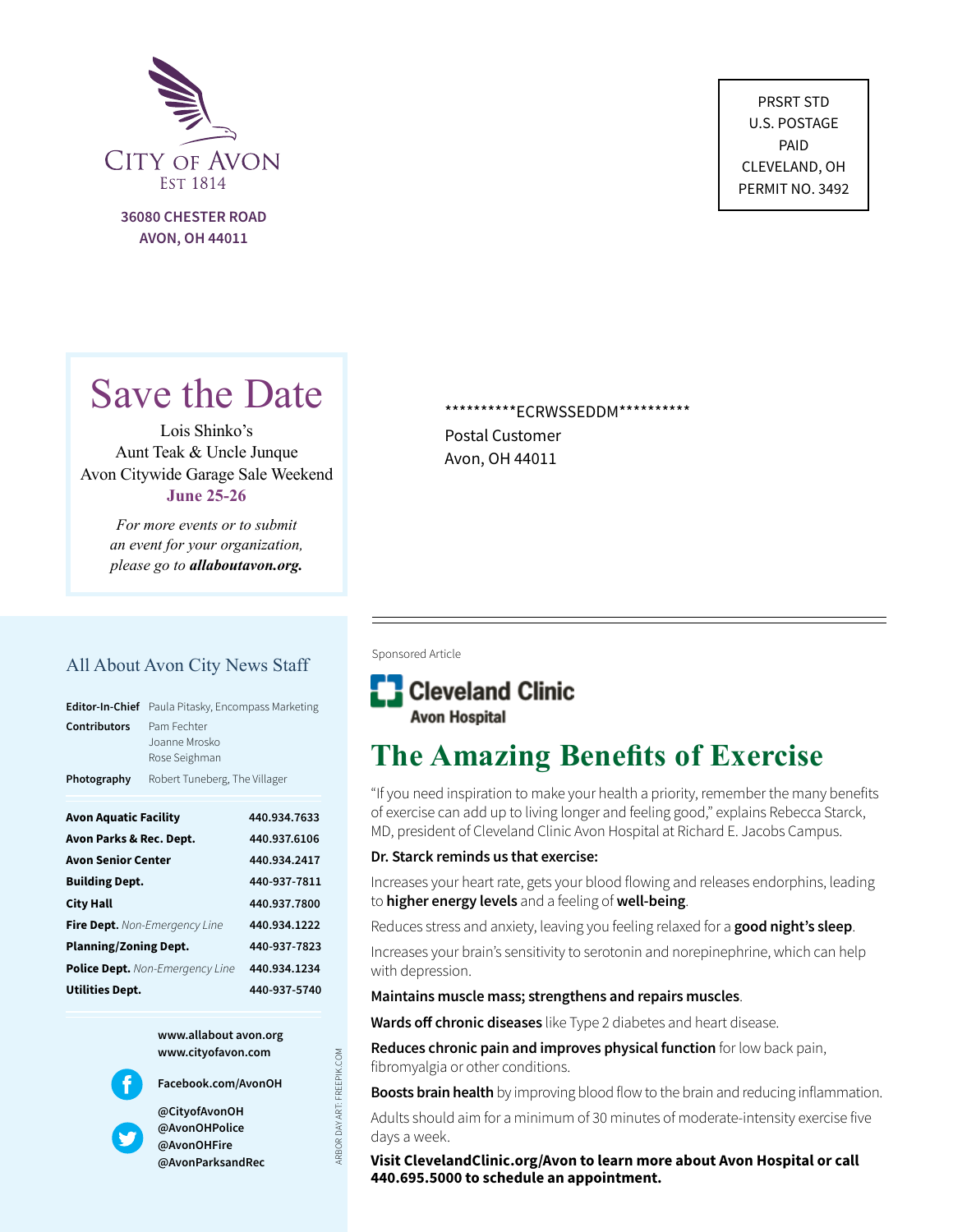CITY OF AVON
EST 1814

36080 CHESTER ROAD
AVON, OH 44011

PRSRT STD
U.S. POSTAGE
PAID
CLEVELAND, OH
PERMIT NO. 3492

## Save the Date

Lois Shinko's
Aunt Teak & Uncle Junque
Avon Citywide Garage Sale Weekend
**June 25-26**

*For more events or to submit an event for your organization, please go to **allaboutavon.org.***

**********ECRWSSEDDM**********
Postal Customer
Avon, OH 44011

## All About Avon City News Staff

| | |
|---|---|
| **Editor-In-Chief** | Paula Pitasky, Encompass Marketing |
| **Contributors** | Pam Fechter<br>Joanne Mrosko<br>Rose Seighman |
| **Photography** | Robert Tuneberg, The Villager |

| | |
|---|---|
| **Avon Aquatic Facility** | 440.934.7633 |
| **Avon Parks & Rec. Dept.** | 440.937.6106 |
| **Avon Senior Center** | 440.934.2417 |
| **Building Dept.** | 440-937-7811 |
| **City Hall** | 440.937.7800 |
| **Fire Dept.** *Non-Emergency Line* | 440.934.1222 |
| **Planning/Zoning Dept.** | 440-937-7823 |
| **Police Dept.** *Non-Emergency Line* | 440.934.1234 |
| **Utilities Dept.** | 440-937-5740 |

**www.allabout avon.org**
**www.cityofavon.com**

**Facebook.com/AvonOH**

**@CityofAvonOH**
**@AvonOHPolice**
**@AvonOHFire**
**@AvonParksandRec**

ARBOR DAY ART: FREEPIK.COM

Sponsored Article

**Cleveland Clinic**
**Avon Hospital**

# The Amazing Benefits of Exercise

"If you need inspiration to make your health a priority, remember the many benefits of exercise can add up to living longer and feeling good," explains Rebecca Starck, MD, president of Cleveland Clinic Avon Hospital at Richard E. Jacobs Campus.

**Dr. Starck reminds us that exercise:**

Increases your heart rate, gets your blood flowing and releases endorphins, leading to **higher energy levels** and a feeling of **well-being**.

Reduces stress and anxiety, leaving you feeling relaxed for a **good night's sleep**.

Increases your brain's sensitivity to serotonin and norepinephrine, which can help with depression.

**Maintains muscle mass; strengthens and repairs muscles**.

**Wards off chronic diseases** like Type 2 diabetes and heart disease.

**Reduces chronic pain and improves physical function** for low back pain, fibromyalgia or other conditions.

**Boosts brain health** by improving blood flow to the brain and reducing inflammation.

Adults should aim for a minimum of 30 minutes of moderate-intensity exercise five days a week.

**Visit ClevelandClinic.org/Avon to learn more about Avon Hospital or call 440.695.5000 to schedule an appointment.**